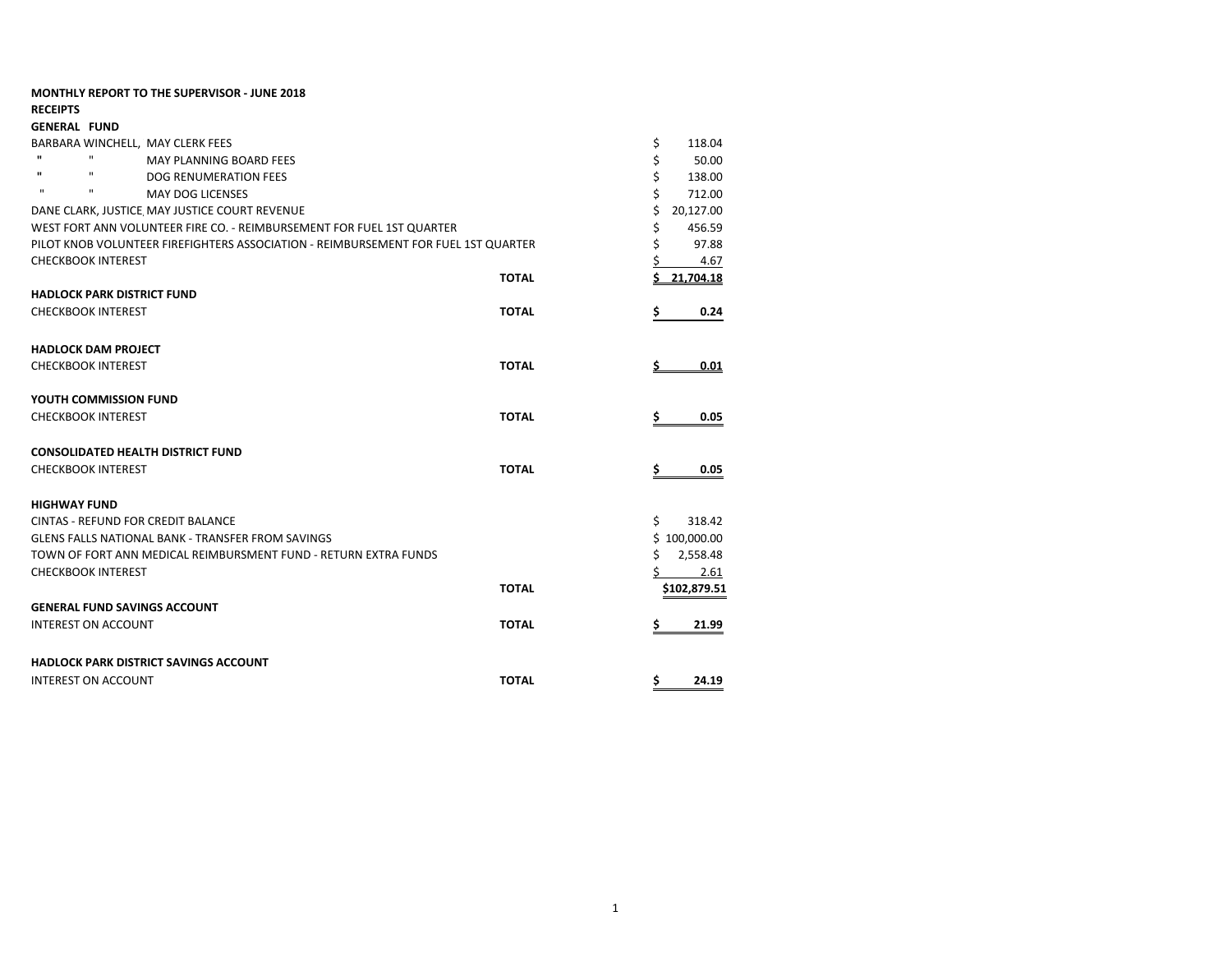**MONTHLY REPORT TO THE SUPERVISOR - JUNE 2018**

**RECEIPTS**

**GENERAL FUND**

| | | |
|---|---|---|
| BARBARA WINCHELL, MAY CLERK FEES | | $ 118.04 |
| " " MAY PLANNING BOARD FEES | | $ 50.00 |
| " " DOG RENUMERATION FEES | | $ 138.00 |
| " " MAY DOG LICENSES | | $ 712.00 |
| DANE CLARK, JUSTICE, MAY JUSTICE COURT REVENUE | | $ 20,127.00 |
| WEST FORT ANN VOLUNTEER FIRE CO. - REIMBURSEMENT FOR FUEL 1ST QUARTER | | $ 456.59 |
| PILOT KNOB VOLUNTEER FIREFIGHTERS ASSOCIATION - REIMBURSEMENT FOR FUEL 1ST QUARTER | | $ 97.88 |
| CHECKBOOK INTEREST | | $ 4.67 |
| | **TOTAL** | **$ 21,704.18** |

**HADLOCK PARK DISTRICT FUND**

| | | |
|---|---|---|
| CHECKBOOK INTEREST | **TOTAL** | **$ 0.24** |

**HADLOCK DAM PROJECT**

| | | |
|---|---|---|
| CHECKBOOK INTEREST | **TOTAL** | **$ 0.01** |

**YOUTH COMMISSION FUND**

| | | |
|---|---|---|
| CHECKBOOK INTEREST | **TOTAL** | **$ 0.05** |

**CONSOLIDATED HEALTH DISTRICT FUND**

| | | |
|---|---|---|
| CHECKBOOK INTEREST | **TOTAL** | **$ 0.05** |

**HIGHWAY FUND**

| | | |
|---|---|---|
| CINTAS - REFUND FOR CREDIT BALANCE | | $ 318.42 |
| GLENS FALLS NATIONAL BANK - TRANSFER FROM SAVINGS | | $ 100,000.00 |
| TOWN OF FORT ANN MEDICAL REIMBURSMENT FUND - RETURN EXTRA FUNDS | | $ 2,558.48 |
| CHECKBOOK INTEREST | | $ 2.61 |
| | **TOTAL** | **$102,879.51** |

**GENERAL FUND SAVINGS ACCOUNT**

| | | |
|---|---|---|
| INTEREST ON ACCOUNT | **TOTAL** | **$ 21.99** |

**HADLOCK PARK DISTRICT SAVINGS ACCOUNT**

| | | |
|---|---|---|
| INTEREST ON ACCOUNT | **TOTAL** | **$ 24.19** |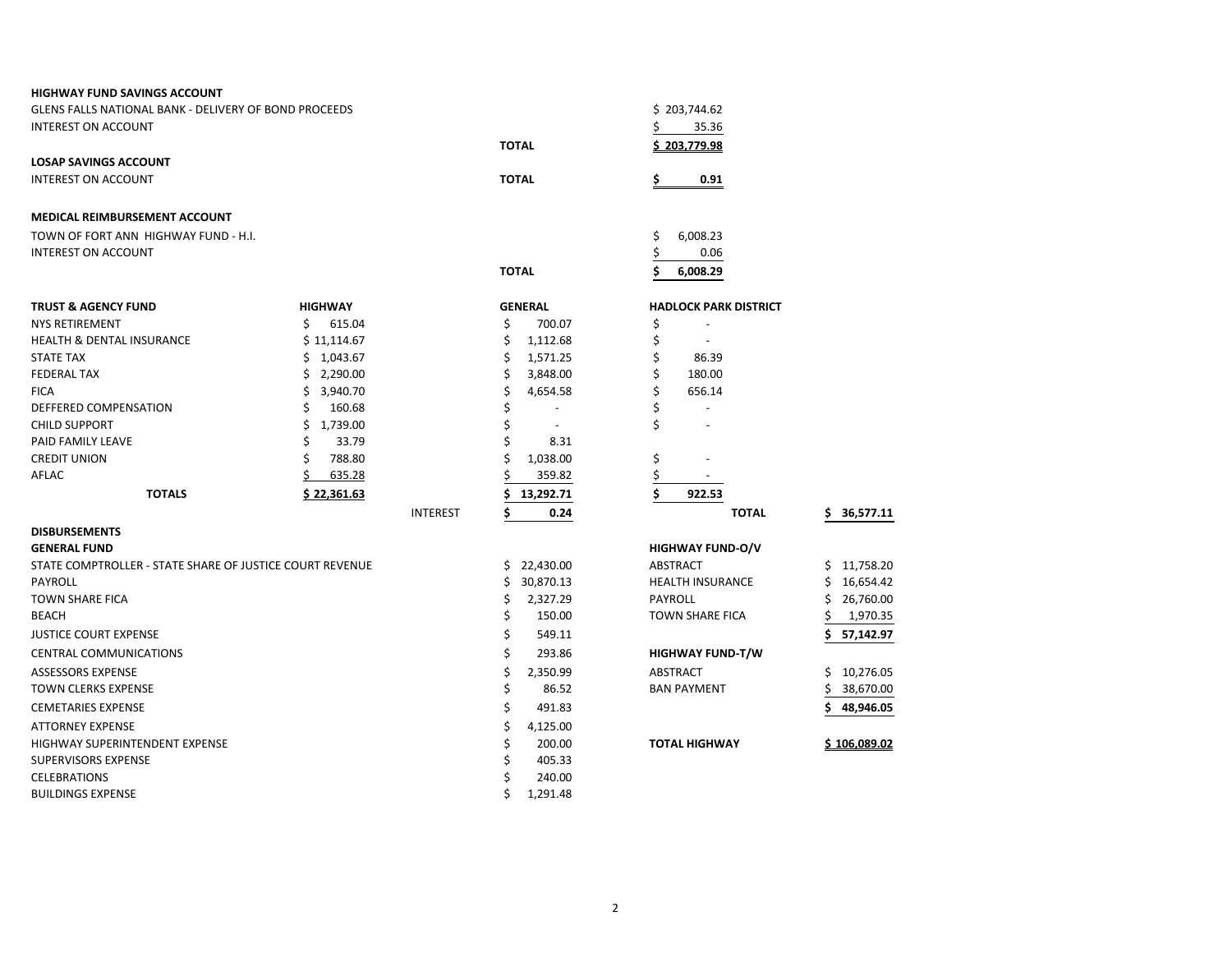**HIGHWAY FUND SAVINGS ACCOUNT**

| | | |
|---|---|---|
| GLENS FALLS NATIONAL BANK - DELIVERY OF BOND PROCEEDS | | $ 203,744.62 |
| INTEREST ON ACCOUNT | | $ 35.36 |
| | **TOTAL** | **$ 203,779.98** |

**LOSAP SAVINGS ACCOUNT**

| | | |
|---|---|---|
| INTEREST ON ACCOUNT | **TOTAL** | **$ 0.91** |

**MEDICAL REIMBURSEMENT ACCOUNT**

| | | |
|---|---|---|
| TOWN OF FORT ANN HIGHWAY FUND - H.I. | | $ 6,008.23 |
| INTEREST ON ACCOUNT | | $ 0.06 |
| | **TOTAL** | **$ 6,008.29** |

| **TRUST & AGENCY FUND** | **HIGHWAY** | | **GENERAL** | **HADLOCK PARK DISTRICT** | |
|---|---|---|---|---|---|
| NYS RETIREMENT | $ 615.04 | | $ 700.07 | $ - | |
| HEALTH & DENTAL INSURANCE | $ 11,114.67 | | $ 1,112.68 | $ - | |
| STATE TAX | $ 1,043.67 | | $ 1,571.25 | $ 86.39 | |
| FEDERAL TAX | $ 2,290.00 | | $ 3,848.00 | $ 180.00 | |
| FICA | $ 3,940.70 | | $ 4,654.58 | $ 656.14 | |
| DEFFERED COMPENSATION | $ 160.68 | | $ - | $ - | |
| CHILD SUPPORT | $ 1,739.00 | | $ - | $ - | |
| PAID FAMILY LEAVE | $ 33.79 | | $ 8.31 | | |
| CREDIT UNION | $ 788.80 | | $ 1,038.00 | $ - | |
| AFLAC | $ 635.28 | | $ 359.82 | $ - | |
| **TOTALS** | **$ 22,361.63** | | **$ 13,292.71** | **$ 922.53** | |
| | | INTEREST | **$ 0.24** | **TOTAL** | **$ 36,577.11** |

**DISBURSEMENTS**

**GENERAL FUND**

| | |
|---|---|
| STATE COMPTROLLER - STATE SHARE OF JUSTICE COURT REVENUE | $ 22,430.00 |
| PAYROLL | $ 30,870.13 |
| TOWN SHARE FICA | $ 2,327.29 |
| BEACH | $ 150.00 |
| JUSTICE COURT EXPENSE | $ 549.11 |
| CENTRAL COMMUNICATIONS | $ 293.86 |
| ASSESSORS EXPENSE | $ 2,350.99 |
| TOWN CLERKS EXPENSE | $ 86.52 |
| CEMETARIES EXPENSE | $ 491.83 |
| ATTORNEY EXPENSE | $ 4,125.00 |
| HIGHWAY SUPERINTENDENT EXPENSE | $ 200.00 |
| SUPERVISORS EXPENSE | $ 405.33 |
| CELEBRATIONS | $ 240.00 |
| BUILDINGS EXPENSE | $ 1,291.48 |

**HIGHWAY FUND-O/V**

| | |
|---|---|
| ABSTRACT | $ 11,758.20 |
| HEALTH INSURANCE | $ 16,654.42 |
| PAYROLL | $ 26,760.00 |
| TOWN SHARE FICA | $ 1,970.35 |
| | **$ 57,142.97** |

**HIGHWAY FUND-T/W**

| | |
|---|---|
| ABSTRACT | $ 10,276.05 |
| BAN PAYMENT | $ 38,670.00 |
| | **$ 48,946.05** |
| **TOTAL HIGHWAY** | **$ 106,089.02** |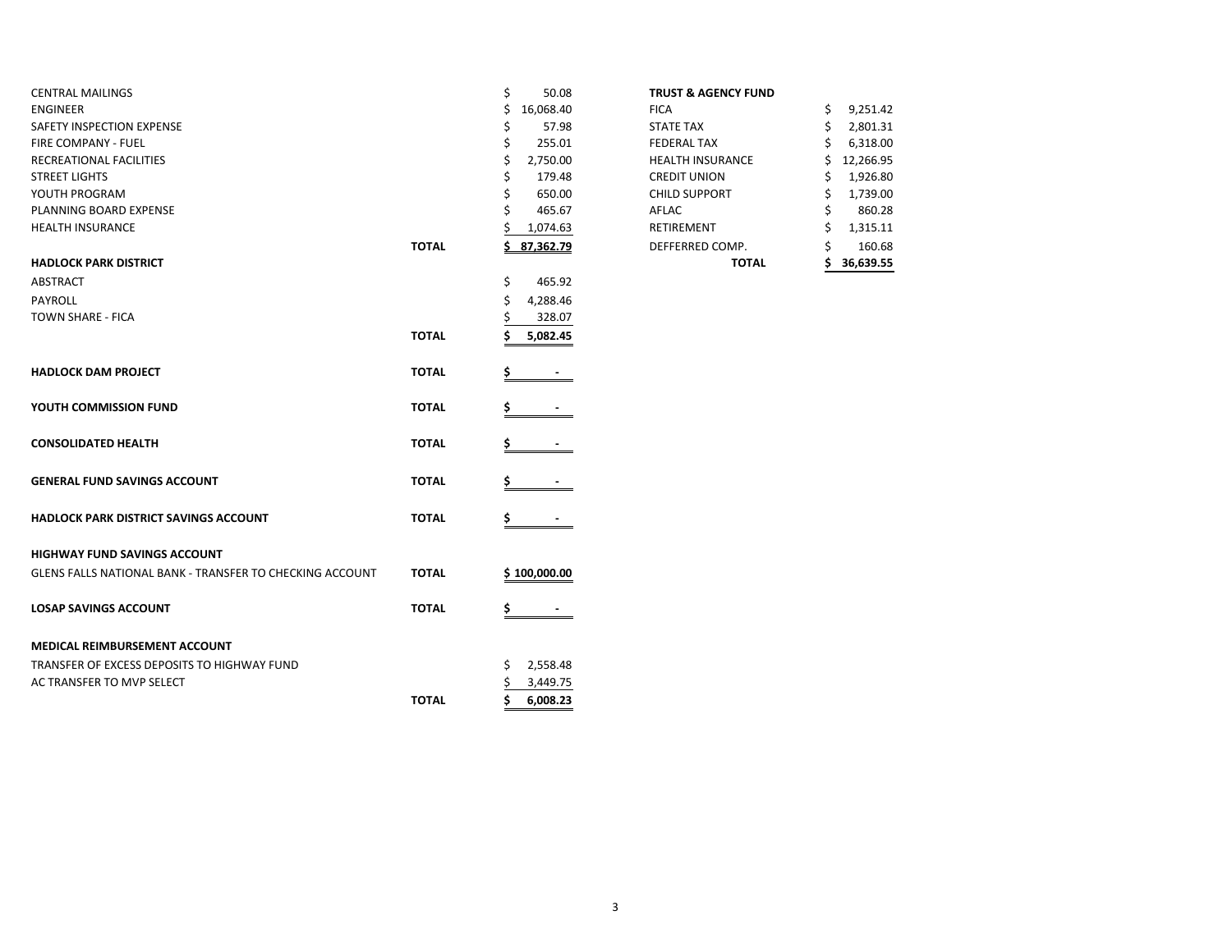| | | |
|---|---|---|
| CENTRAL MAILINGS | | $ 50.08 |
| ENGINEER | | $ 16,068.40 |
| SAFETY INSPECTION EXPENSE | | $ 57.98 |
| FIRE COMPANY - FUEL | | $ 255.01 |
| RECREATIONAL FACILITIES | | $ 2,750.00 |
| STREET LIGHTS | | $ 179.48 |
| YOUTH PROGRAM | | $ 650.00 |
| PLANNING BOARD EXPENSE | | $ 465.67 |
| HEALTH INSURANCE | | $ 1,074.63 |
| | **TOTAL** | $ 87,362.79 |
| **HADLOCK PARK DISTRICT** | | |
| ABSTRACT | | $ 465.92 |
| PAYROLL | | $ 4,288.46 |
| TOWN SHARE - FICA | | $ 328.07 |
| | **TOTAL** | **$ 5,082.45** |
| **HADLOCK DAM PROJECT** | **TOTAL** | **$ -** |
| **YOUTH COMMISSION FUND** | **TOTAL** | **$ -** |
| **CONSOLIDATED HEALTH** | **TOTAL** | **$ -** |
| **GENERAL FUND SAVINGS ACCOUNT** | **TOTAL** | **$ -** |
| **HADLOCK PARK DISTRICT SAVINGS ACCOUNT** | **TOTAL** | **$ -** |
| **HIGHWAY FUND SAVINGS ACCOUNT** | | |
| GLENS FALLS NATIONAL BANK - TRANSFER TO CHECKING ACCOUNT | **TOTAL** | **$ 100,000.00** |
| **LOSAP SAVINGS ACCOUNT** | **TOTAL** | **$ -** |
| **MEDICAL REIMBURSEMENT ACCOUNT** | | |
| TRANSFER OF EXCESS DEPOSITS TO HIGHWAY FUND | | $ 2,558.48 |
| AC TRANSFER TO MVP SELECT | | $ 3,449.75 |
| | **TOTAL** | **$ 6,008.23** |

| **TRUST & AGENCY FUND** | |
|---|---|
| FICA | $ 9,251.42 |
| STATE TAX | $ 2,801.31 |
| FEDERAL TAX | $ 6,318.00 |
| HEALTH INSURANCE | $ 12,266.95 |
| CREDIT UNION | $ 1,926.80 |
| CHILD SUPPORT | $ 1,739.00 |
| AFLAC | $ 860.28 |
| RETIREMENT | $ 1,315.11 |
| DEFFERRED COMP. | $ 160.68 |
| **TOTAL** | **$ 36,639.55** |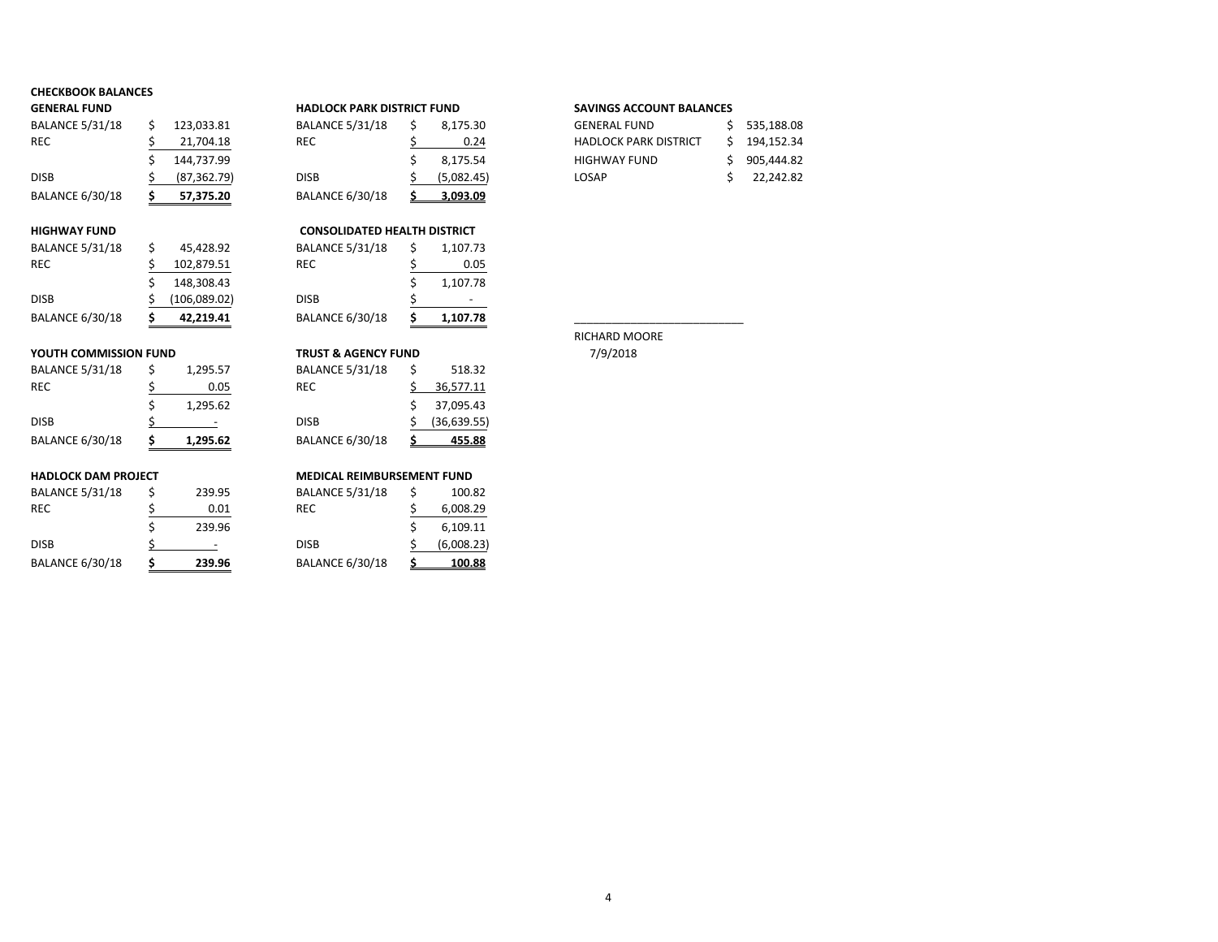**CHECKBOOK BALANCES**

**GENERAL FUND**

| | | |
|---|---|---|
| BALANCE 5/31/18 | $ | 123,033.81 |
| REC | $ | 21,704.18 |
| | $ | 144,737.99 |
| DISB | $ | (87,362.79) |
| BALANCE 6/30/18 | **$** | **57,375.20** |

**HADLOCK PARK DISTRICT FUND**

| | | |
|---|---|---|
| BALANCE 5/31/18 | $ | 8,175.30 |
| REC | $ | 0.24 |
| | $ | 8,175.54 |
| DISB | $ | (5,082.45) |
| BALANCE 6/30/18 | **$** | **3,093.09** |

**SAVINGS ACCOUNT BALANCES**

| | | |
|---|---|---|
| GENERAL FUND | $ | 535,188.08 |
| HADLOCK PARK DISTRICT | $ | 194,152.34 |
| HIGHWAY FUND | $ | 905,444.82 |
| LOSAP | $ | 22,242.82 |

**HIGHWAY FUND**

| | | |
|---|---|---|
| BALANCE 5/31/18 | $ | 45,428.92 |
| REC | $ | 102,879.51 |
| | $ | 148,308.43 |
| DISB | $ | (106,089.02) |
| BALANCE 6/30/18 | **$** | **42,219.41** |

**CONSOLIDATED HEALTH DISTRICT**

| | | |
|---|---|---|
| BALANCE 5/31/18 | $ | 1,107.73 |
| REC | $ | 0.05 |
| | $ | 1,107.78 |
| DISB | $ | - |
| BALANCE 6/30/18 | **$** | **1,107.78** |

**YOUTH COMMISSION FUND**

| | | |
|---|---|---|
| BALANCE 5/31/18 | $ | 1,295.57 |
| REC | $ | 0.05 |
| | $ | 1,295.62 |
| DISB | $ | - |
| BALANCE 6/30/18 | **$** | **1,295.62** |

**TRUST & AGENCY FUND**

| | | |
|---|---|---|
| BALANCE 5/31/18 | $ | 518.32 |
| REC | $ | 36,577.11 |
| | $ | 37,095.43 |
| DISB | $ | (36,639.55) |
| BALANCE 6/30/18 | **$** | **455.88** |

**HADLOCK DAM PROJECT**

| | | |
|---|---|---|
| BALANCE 5/31/18 | $ | 239.95 |
| REC | $ | 0.01 |
| | $ | 239.96 |
| DISB | $ | - |
| BALANCE 6/30/18 | **$** | **239.96** |

**MEDICAL REIMBURSEMENT FUND**

| | | |
|---|---|---|
| BALANCE 5/31/18 | $ | 100.82 |
| REC | $ | 6,008.29 |
| | $ | 6,109.11 |
| DISB | $ | (6,008.23) |
| BALANCE 6/30/18 | **$** | **100.88** |

___________________________

RICHARD MOORE
7/9/2018